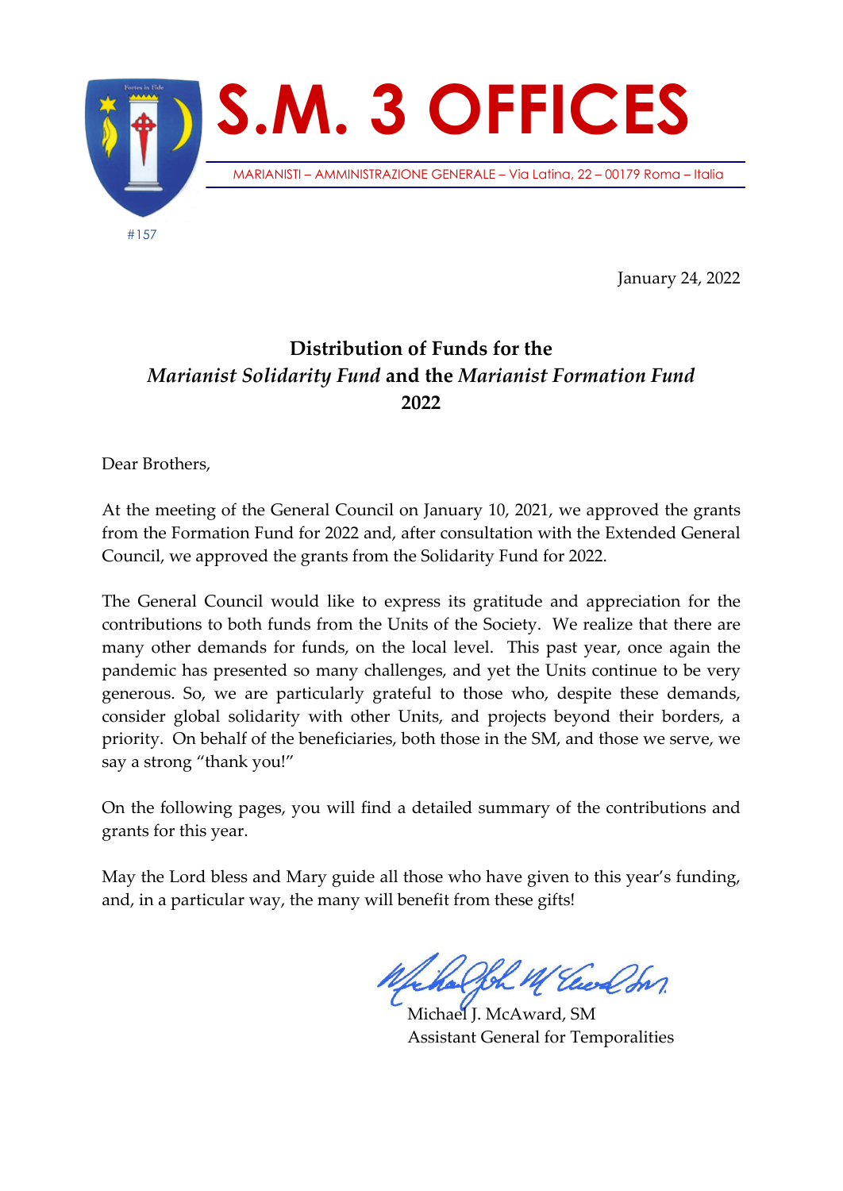# S.M. 3 OFFICES

MARIANISTI – AMMINISTRAZIONE GENERALE – Via Latina, 22 – 00179 Roma – Italia

#157

January 24, 2022

## Distribution of Funds for the *Marianist Solidarity Fund* and the *Marianist Formation Fund* 2022

Dear Brothers,

At the meeting of the General Council on January 10, 2021, we approved the grants from the Formation Fund for 2022 and, after consultation with the Extended General Council, we approved the grants from the Solidarity Fund for 2022.

The General Council would like to express its gratitude and appreciation for the contributions to both funds from the Units of the Society. We realize that there are many other demands for funds, on the local level. This past year, once again the pandemic has presented so many challenges, and yet the Units continue to be very generous. So, we are particularly grateful to those who, despite these demands, consider global solidarity with other Units, and projects beyond their borders, a priority. On behalf of the beneficiaries, both those in the SM, and those we serve, we say a strong "thank you!"

On the following pages, you will find a detailed summary of the contributions and grants for this year.

May the Lord bless and Mary guide all those who have given to this year's funding, and, in a particular way, the many will benefit from these gifts!

Michael J. McAward, SM
Assistant General for Temporalities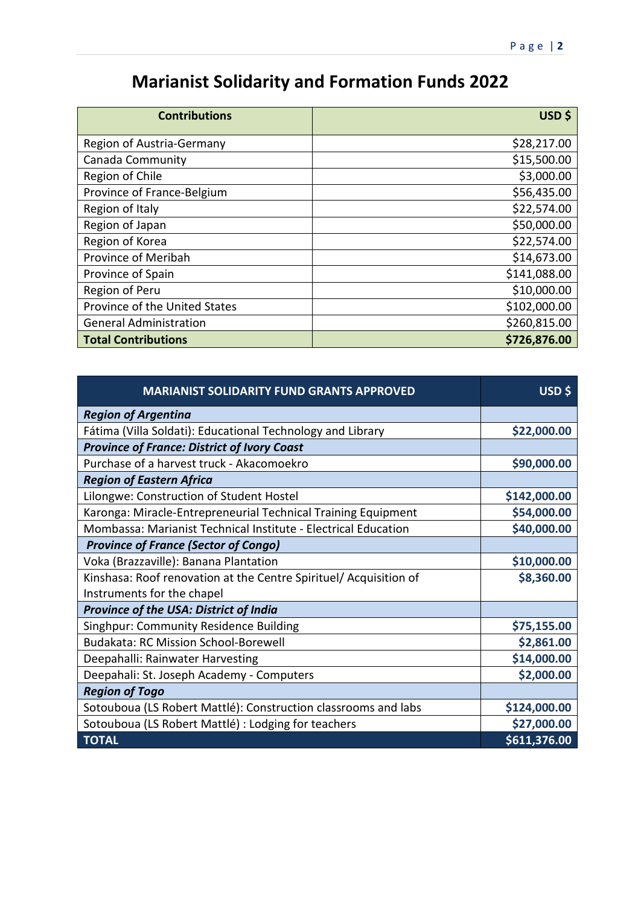# Marianist Solidarity and Formation Funds 2022

| Contributions | USD $ |
|---|---|
| Region of Austria-Germany | $28,217.00 |
| Canada Community | $15,500.00 |
| Region of Chile | $3,000.00 |
| Province of France-Belgium | $56,435.00 |
| Region of Italy | $22,574.00 |
| Region of Japan | $50,000.00 |
| Region of Korea | $22,574.00 |
| Province of Meribah | $14,673.00 |
| Province of Spain | $141,088.00 |
| Region of Peru | $10,000.00 |
| Province of the United States | $102,000.00 |
| General Administration | $260,815.00 |
| **Total Contributions** | **$726,876.00** |

| MARIANIST SOLIDARITY FUND GRANTS APPROVED | USD $ |
|---|---|
| ***Region of Argentina*** | |
| Fátima (Villa Soldati): Educational Technology and Library | **$22,000.00** |
| ***Province of France: District of Ivory Coast*** | |
| Purchase of a harvest truck - Akacomoekro | **$90,000.00** |
| ***Region of Eastern Africa*** | |
| Lilongwe: Construction of Student Hostel | **$142,000.00** |
| Karonga: Miracle-Entrepreneurial Technical Training Equipment | **$54,000.00** |
| Mombassa: Marianist Technical Institute - Electrical Education | **$40,000.00** |
| ***Province of France (Sector of Congo)*** | |
| Voka (Brazzaville): Banana Plantation | **$10,000.00** |
| Kinshasa: Roof renovation at the Centre Spirituel/ Acquisition of Instruments for the chapel | **$8,360.00** |
| ***Province of the USA: District of India*** | |
| Singhpur: Community Residence Building | **$75,155.00** |
| Budakata: RC Mission School-Borewell | **$2,861.00** |
| Deepahalli: Rainwater Harvesting | **$14,000.00** |
| Deepahali: St. Joseph Academy - Computers | **$2,000.00** |
| ***Region of Togo*** | |
| Sotouboua (LS Robert Mattlé): Construction classrooms and labs | **$124,000.00** |
| Sotouboua (LS Robert Mattlé) : Lodging for teachers | **$27,000.00** |
| **TOTAL** | **$611,376.00** |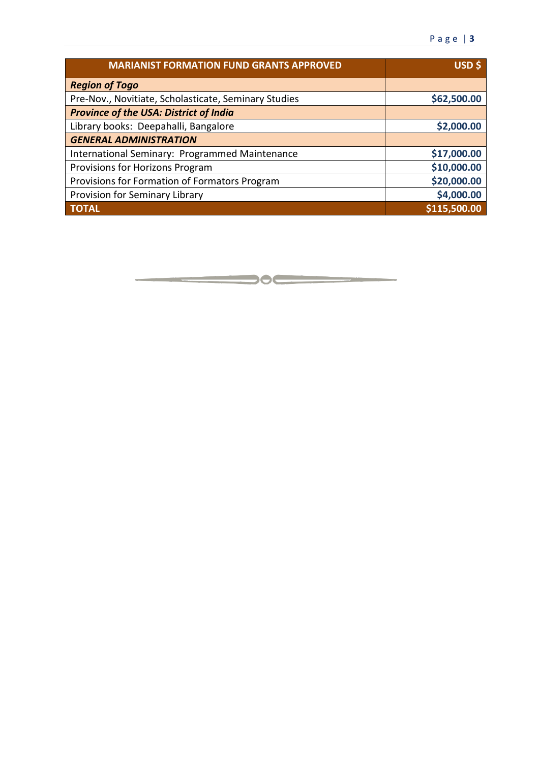| MARIANIST FORMATION FUND GRANTS APPROVED | USD $ |
|---|---|
| ***Region of Togo*** | |
| Pre-Nov., Novitiate, Scholasticate, Seminary Studies | **$62,500.00** |
| ***Province of the USA: District of India*** | |
| Library books:  Deepahalli, Bangalore | **$2,000.00** |
| ***GENERAL ADMINISTRATION*** | |
| International Seminary:  Programmed Maintenance | **$17,000.00** |
| Provisions for Horizons Program | **$10,000.00** |
| Provisions for Formation of Formators Program | **$20,000.00** |
| Provision for Seminary Library | **$4,000.00** |
| **TOTAL** | **$115,500.00** |